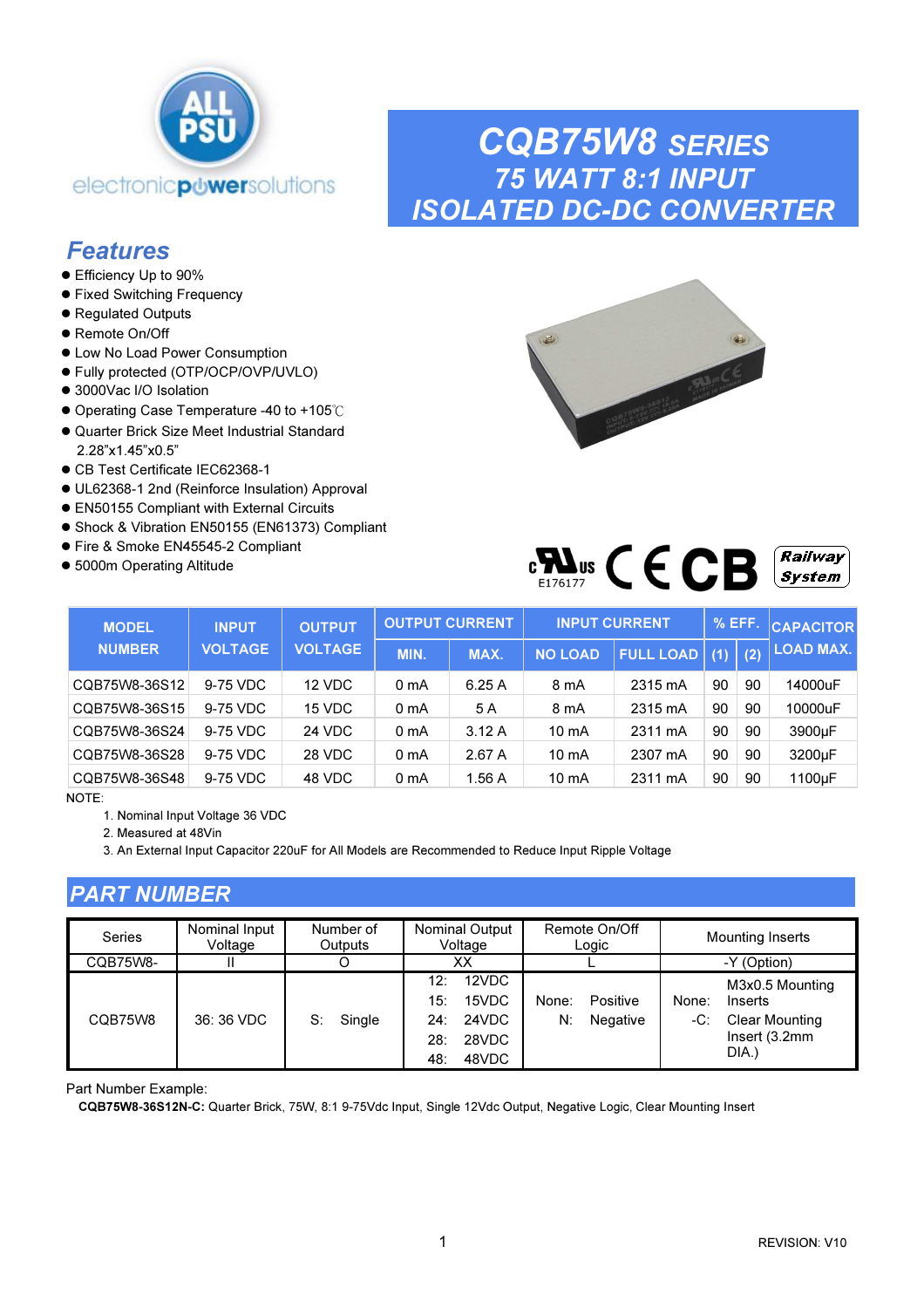# CQB75W8 SERIES

## 75 WATT 8:1 INPUT ISOLATED DC-DC CONVERTER

## Features

- Efficiency Up to 90%
- Fixed Switching Frequency
- Regulated Outputs
- Remote On/Off
- Low No Load Power Consumption
- Fully protected (OTP/OCP/OVP/UVLO)
- 3000Vac I/O Isolation
- Operating Case Temperature -40 to +105℃
- Quarter Brick Size Meet Industrial Standard 2.28"x1.45"x0.5"
- CB Test Certificate IEC62368-1
- UL62368-1 2nd (Reinforce Insulation) Approval
- EN50155 Compliant with External Circuits
- Shock & Vibration EN50155 (EN61373) Compliant
- Fire & Smoke EN45545-2 Compliant
- 5000m Operating Altitude

E176177

| MODEL NUMBER | INPUT VOLTAGE | OUTPUT VOLTAGE | OUTPUT CURRENT | | INPUT CURRENT | | % EFF. | | CAPACITOR LOAD MAX. |
|---|---|---|---|---|---|---|---|---|---|
| | | | MIN. | MAX. | NO LOAD | FULL LOAD | (1) | (2) | |
| CQB75W8-36S12 | 9-75 VDC | 12 VDC | 0 mA | 6.25 A | 8 mA | 2315 mA | 90 | 90 | 14000uF |
| CQB75W8-36S15 | 9-75 VDC | 15 VDC | 0 mA | 5 A | 8 mA | 2315 mA | 90 | 90 | 10000uF |
| CQB75W8-36S24 | 9-75 VDC | 24 VDC | 0 mA | 3.12 A | 10 mA | 2311 mA | 90 | 90 | 3900μF |
| CQB75W8-36S28 | 9-75 VDC | 28 VDC | 0 mA | 2.67 A | 10 mA | 2307 mA | 90 | 90 | 3200μF |
| CQB75W8-36S48 | 9-75 VDC | 48 VDC | 0 mA | 1.56 A | 10 mA | 2311 mA | 90 | 90 | 1100μF |

NOTE:

1. Nominal Input Voltage 36 VDC
2. Measured at 48Vin
3. An External Input Capacitor 220uF for All Models are Recommended to Reduce Input Ripple Voltage

## PART NUMBER

| Series | Nominal Input Voltage | Number of Outputs | Nominal Output Voltage | Remote On/Off Logic | Mounting Inserts |
|---|---|---|---|---|---|
| CQB75W8- | II | O | XX | L | -Y (Option) |
| CQB75W8 | 36: 36 VDC | S: Single | 12: 12VDC<br>15: 15VDC<br>24: 24VDC<br>28: 28VDC<br>48: 48VDC | None: Positive<br>N: Negative | None: M3x0.5 Mounting Inserts<br>-C: Clear Mounting Insert (3.2mm DIA.) |

Part Number Example:

**CQB75W8-36S12N-C:** Quarter Brick, 75W, 8:1 9-75Vdc Input, Single 12Vdc Output, Negative Logic, Clear Mounting Insert

REVISION: V10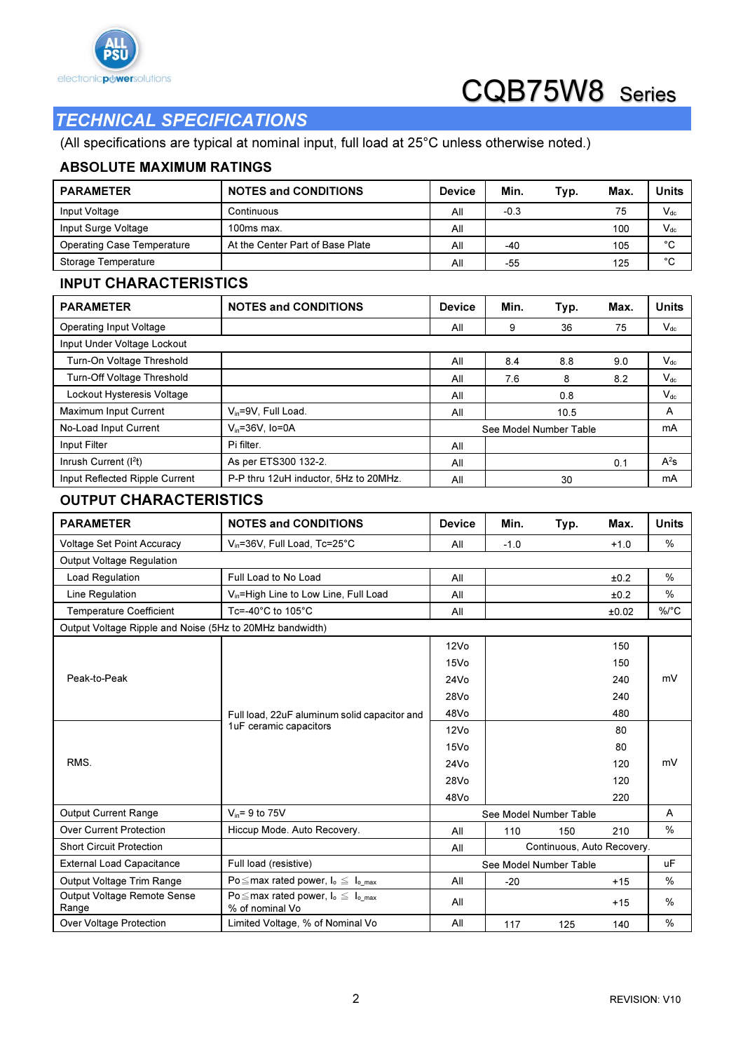# CQB75W8 Series

## TECHNICAL SPECIFICATIONS

(All specifications are typical at nominal input, full load at 25°C unless otherwise noted.)

### ABSOLUTE MAXIMUM RATINGS

| PARAMETER | NOTES and CONDITIONS | Device | Min. | Typ. | Max. | Units |
|---|---|---|---|---|---|---|
| Input Voltage | Continuous | All | -0.3 | | 75 | $V_{dc}$ |
| Input Surge Voltage | 100ms max. | All | | | 100 | $V_{dc}$ |
| Operating Case Temperature | At the Center Part of Base Plate | All | -40 | | 105 | °C |
| Storage Temperature | | All | -55 | | 125 | °C |

### INPUT CHARACTERISTICS

| PARAMETER | NOTES and CONDITIONS | Device | Min. | Typ. | Max. | Units |
|---|---|---|---|---|---|---|
| Operating Input Voltage | | All | 9 | 36 | 75 | $V_{dc}$ |
| Input Under Voltage Lockout | | | | | | |
| Turn-On Voltage Threshold | | All | 8.4 | 8.8 | 9.0 | $V_{dc}$ |
| Turn-Off Voltage Threshold | | All | 7.6 | 8 | 8.2 | $V_{dc}$ |
| Lockout Hysteresis Voltage | | All | | 0.8 | | $V_{dc}$ |
| Maximum Input Current | $V_{in}$=9V, Full Load. | All | | 10.5 | | A |
| No-Load Input Current | $V_{in}$=36V, Io=0A | | | See Model Number Table | | mA |
| Input Filter | Pi filter. | All | | | | |
| Inrush Current ($I^2t$) | As per ETS300 132-2. | All | | | 0.1 | $A^2s$ |
| Input Reflected Ripple Current | P-P thru 12uH inductor, 5Hz to 20MHz. | All | | 30 | | mA |

### OUTPUT CHARACTERISTICS

| PARAMETER | NOTES and CONDITIONS | Device | Min. | Typ. | Max. | Units |
|---|---|---|---|---|---|---|
| Voltage Set Point Accuracy | $V_{in}$=36V, Full Load, Tc=25°C | All | -1.0 | | +1.0 | % |
| Output Voltage Regulation | | | | | | |
| Load Regulation | Full Load to No Load | All | | | ±0.2 | % |
| Line Regulation | $V_{in}$=High Line to Low Line, Full Load | All | | | ±0.2 | % |
| Temperature Coefficient | Tc=-40°C to 105°C | All | | | ±0.02 | %/°C |
| Output Voltage Ripple and Noise (5Hz to 20MHz bandwidth) | | | | | | |
| Peak-to-Peak | Full load, 22uF aluminum solid capacitor and 1uF ceramic capacitors | 12Vo | | | 150 | mV |
| | | 15Vo | | | 150 | mV |
| | | 24Vo | | | 240 | mV |
| | | 28Vo | | | 240 | mV |
| | | 48Vo | | | 480 | mV |
| RMS. | | 12Vo | | | 80 | mV |
| | | 15Vo | | | 80 | mV |
| | | 24Vo | | | 120 | mV |
| | | 28Vo | | | 120 | mV |
| | | 48Vo | | | 220 | mV |
| Output Current Range | $V_{in}$= 9 to 75V | | | See Model Number Table | | A |
| Over Current Protection | Hiccup Mode. Auto Recovery. | All | 110 | 150 | 210 | % |
| Short Circuit Protection | | All | | Continuous, Auto Recovery. | | |
| External Load Capacitance | Full load (resistive) | | | See Model Number Table | | uF |
| Output Voltage Trim Range | Po≦max rated power, $I_o$ ≦ $I_{o\_max}$ | All | -20 | | +15 | % |
| Output Voltage Remote Sense Range | Po≦max rated power, $I_o$ ≦ $I_{o\_max}$ % of nominal Vo | All | | | +15 | % |
| Over Voltage Protection | Limited Voltage, % of Nominal Vo | All | 117 | 125 | 140 | % |

REVISION: V10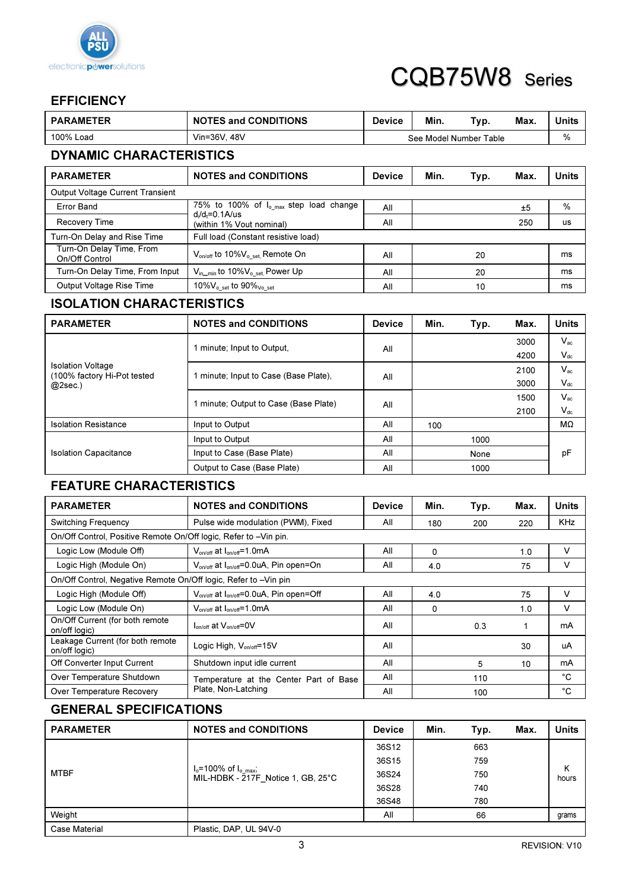# CQB75W8 Series

## EFFICIENCY

| PARAMETER | NOTES and CONDITIONS | Device | Min. | Typ. | Max. | Units |
|---|---|---|---|---|---|---|
| 100% Load | Vin=36V, 48V | See Model Number Table | | | | % |

## DYNAMIC CHARACTERISTICS

| PARAMETER | NOTES and CONDITIONS | Device | Min. | Typ. | Max. | Units |
|---|---|---|---|---|---|---|
| Output Voltage Current Transient | | | | | | |
| Error Band | 75% to 100% of $I_{o\_max}$ step load change $d_i/d_t$=0.1A/us (within 1% Vout nominal) | All | | | ±5 | % |
| Recovery Time | | All | | | 250 | us |
| Turn-On Delay and Rise Time | Full load (Constant resistive load) | | | | | |
| Turn-On Delay Time, From On/Off Control | $V_{on/off}$ to 10%$V_{o\_set,}$ Remote On | All | | 20 | | ms |
| Turn-On Delay Time, From Input | $V_{in\_min}$ to 10%$V_{o\_set,}$ Power Up | All | | 20 | | ms |
| Output Voltage Rise Time | 10%$V_{o\_set}$ to 90%$V_{o\_set}$ | All | | 10 | | ms |

## ISOLATION CHARACTERISTICS

| PARAMETER | NOTES and CONDITIONS | Device | Min. | Typ. | Max. | Units |
|---|---|---|---|---|---|---|
| Isolation Voltage (100% factory Hi-Pot tested @2sec.) | 1 minute; Input to Output, | All | | | 3000 | $V_{ac}$ |
| | | | | | 4200 | $V_{dc}$ |
| | 1 minute; Input to Case (Base Plate), | All | | | 2100 | $V_{ac}$ |
| | | | | | 3000 | $V_{dc}$ |
| | 1 minute; Output to Case (Base Plate) | All | | | 1500 | $V_{ac}$ |
| | | | | | 2100 | $V_{dc}$ |
| Isolation Resistance | Input to Output | All | 100 | | | MΩ |
| Isolation Capacitance | Input to Output | All | | 1000 | | pF |
| | Input to Case (Base Plate) | All | | None | | |
| | Output to Case (Base Plate) | All | | 1000 | | |

## FEATURE CHARACTERISTICS

| PARAMETER | NOTES and CONDITIONS | Device | Min. | Typ. | Max. | Units |
|---|---|---|---|---|---|---|
| Switching Frequency | Pulse wide modulation (PWM), Fixed | All | 180 | 200 | 220 | KHz |
| On/Off Control, Positive Remote On/Off logic, Refer to –Vin pin. | | | | | | |
| Logic Low (Module Off) | $V_{on/off}$ at $I_{on/off}$=1.0mA | All | 0 | | 1.0 | V |
| Logic High (Module On) | $V_{on/off}$ at $I_{on/off}$=0.0uA, Pin open=On | All | 4.0 | | 75 | V |
| On/Off Control, Negative Remote On/Off logic, Refer to –Vin pin | | | | | | |
| Logic High (Module Off) | $V_{on/off}$ at $I_{on/off}$=0.0uA, Pin open=Off | All | 4.0 | | 75 | V |
| Logic Low (Module On) | $V_{on/off}$ at $I_{on/off}$=1.0mA | All | 0 | | 1.0 | V |
| On/Off Current (for both remote on/off logic) | $I_{on/off}$ at $V_{on/off}$=0V | All | | 0.3 | 1 | mA |
| Leakage Current (for both remote on/off logic) | Logic High, $V_{on/off}$=15V | All | | | 30 | uA |
| Off Converter Input Current | Shutdown input idle current | All | | 5 | 10 | mA |
| Over Temperature Shutdown | Temperature at the Center Part of Base Plate, Non-Latching | All | | 110 | | °C |
| Over Temperature Recovery | | All | | 100 | | °C |

## GENERAL SPECIFICATIONS

| PARAMETER | NOTES and CONDITIONS | Device | Min. | Typ. | Max. | Units |
|---|---|---|---|---|---|---|
| MTBF | $I_o$=100% of $I_{o\_max}$; MIL-HDBK - 217F_Notice 1, GB, 25°C | 36S12 | | 663 | | K hours |
| | | 36S15 | | 759 | | |
| | | 36S24 | | 750 | | |
| | | 36S28 | | 740 | | |
| | | 36S48 | | 780 | | |
| Weight | | All | | 66 | | grams |
| Case Material | Plastic, DAP, UL 94V-0 | | | | | |

REVISION: V10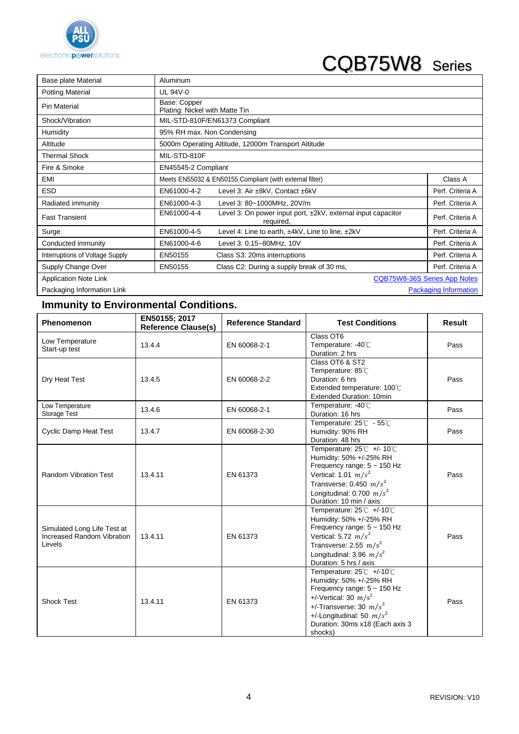# CQB75W8 Series

| Base plate Material | Aluminum | | |
|---|---|---|---|
| Potting Material | UL 94V-0 | | |
| Pin Material | Base: Copper<br>Plating: Nickel with Matte Tin | | |
| Shock/Vibration | MIL-STD-810F/EN61373 Compliant | | |
| Humidity | 95% RH max. Non Condensing | | |
| Altitude | 5000m Operating Altitude, 12000m Transport Altitude | | |
| Thermal Shock | MIL-STD-810F | | |
| Fire & Smoke | EN45545-2 Compliant | | |
| EMI | Meets EN55032 & EN50155 Compliant (with external filter) | | Class A |
| ESD | EN61000-4-2 | Level 3: Air ±8kV, Contact ±6kV | Perf. Criteria A |
| Radiated immunity | EN61000-4-3 | Level 3: 80~1000MHz, 20V/m | Perf. Criteria A |
| Fast Transient | EN61000-4-4 | Level 3: On power input port, ±2kV, external input capacitor required, | Perf. Criteria A |
| Surge | EN61000-4-5 | Level 4: Line to earth, ±4kV, Line to line, ±2kV | Perf. Criteria A |
| Conducted immunity | EN61000-4-6 | Level 3: 0.15~80MHz, 10V | Perf. Criteria A |
| Interruptions of Voltage Supply | EN50155 | Class S3: 20ms interruptions | Perf. Criteria A |
| Supply Change Over | EN50155 | Class C2: During a supply break of 30 ms, | Perf. Criteria A |
| Application Note Link | | | [CQB75W8-36S Series App Notes] |
| Packaging Information Link | | | [Packaging Information] |

## Immunity to Environmental Conditions.

| Phenomenon | EN50155; 2017 Reference Clause(s) | Reference Standard | Test Conditions | Result |
|---|---|---|---|---|
| Low Temperature Start-up test | 13.4.4 | EN 60068-2-1 | Class OT6<br>Temperature: -40℃<br>Duration: 2 hrs | Pass |
| Dry Heat Test | 13.4.5 | EN 60068-2-2 | Class OT6 & ST2<br>Temperature: 85℃<br>Duration: 6 hrs<br>Extended temperature: 100℃<br>Extended Duration: 10min | Pass |
| Low Temperature Storage Test | 13.4.6 | EN 60068-2-1 | Temperature: -40℃<br>Duration: 16 hrs | Pass |
| Cyclic Damp Heat Test | 13.4.7 | EN 60068-2-30 | Temperature: 25℃ - 55℃<br>Humidity: 90% RH<br>Duration: 48 hrs | Pass |
| Random Vibration Test | 13.4.11 | EN 61373 | Temperature: 25℃ +/- 10℃<br>Humidity: 50% +/-25% RH<br>Frequency range: 5 ~ 150 Hz<br>Vertical: 1.01 $m/s^2$<br>Transverse: 0.450 $m/s^2$<br>Longitudinal: 0.700 $m/s^2$<br>Duration: 10 min / axis | Pass |
| Simulated Long Life Test at Increased Random Vibration Levels | 13.4.11 | EN 61373 | Temperature: 25℃ +/-10℃<br>Humidity: 50% +/-25% RH<br>Frequency range: 5 ~ 150 Hz<br>Vertical: 5.72 $m/s^2$<br>Transverse: 2.55 $m/s^2$<br>Longitudinal: 3.96 $m/s^2$<br>Duration: 5 hrs / axis | Pass |
| Shock Test | 13.4.11 | EN 61373 | Temperature: 25℃ +/-10℃<br>Humidity: 50% +/-25% RH<br>Frequency range: 5 ~ 150 Hz<br>+/-Vertical: 30 $m/s^2$<br>+/-Transverse: 30 $m/s^2$<br>+/-Longitudinal: 50 $m/s^2$<br>Duration: 30ms x18 (Each axis 3 shocks) | Pass |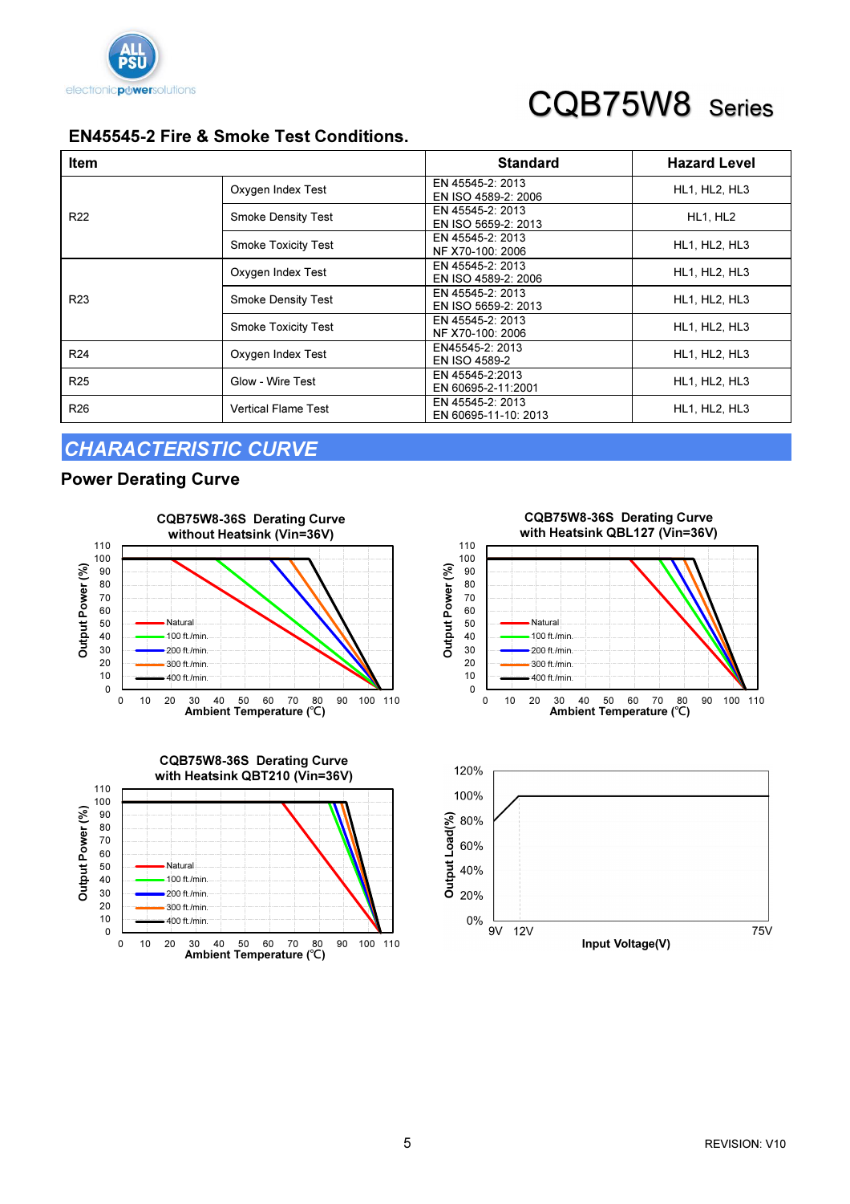## EN45545-2 Fire & Smoke Test Conditions.

| Item | | Standard | Hazard Level |
|---|---|---|---|
| R22 | Oxygen Index Test | EN 45545-2: 2013<br>EN ISO 4589-2: 2006 | HL1, HL2, HL3 |
| | Smoke Density Test | EN 45545-2: 2013<br>EN ISO 5659-2: 2013 | HL1, HL2 |
| | Smoke Toxicity Test | EN 45545-2: 2013<br>NF X70-100: 2006 | HL1, HL2, HL3 |
| R23 | Oxygen Index Test | EN 45545-2: 2013<br>EN ISO 4589-2: 2006 | HL1, HL2, HL3 |
| | Smoke Density Test | EN 45545-2: 2013<br>EN ISO 5659-2: 2013 | HL1, HL2, HL3 |
| | Smoke Toxicity Test | EN 45545-2: 2013<br>NF X70-100: 2006 | HL1, HL2, HL3 |
| R24 | Oxygen Index Test | EN45545-2: 2013<br>EN ISO 4589-2 | HL1, HL2, HL3 |
| R25 | Glow - Wire Test | EN 45545-2:2013<br>EN 60695-2-11:2001 | HL1, HL2, HL3 |
| R26 | Vertical Flame Test | EN 45545-2: 2013<br>EN 60695-11-10: 2013 | HL1, HL2, HL3 |

## CHARACTERISTIC CURVE

### Power Derating Curve

CQB75W8-36S Derating Curve without Heatsink (Vin=36V)

CQB75W8-36S Derating Curve with Heatsink QBL127 (Vin=36V)

CQB75W8-36S Derating Curve with Heatsink QBT210 (Vin=36V)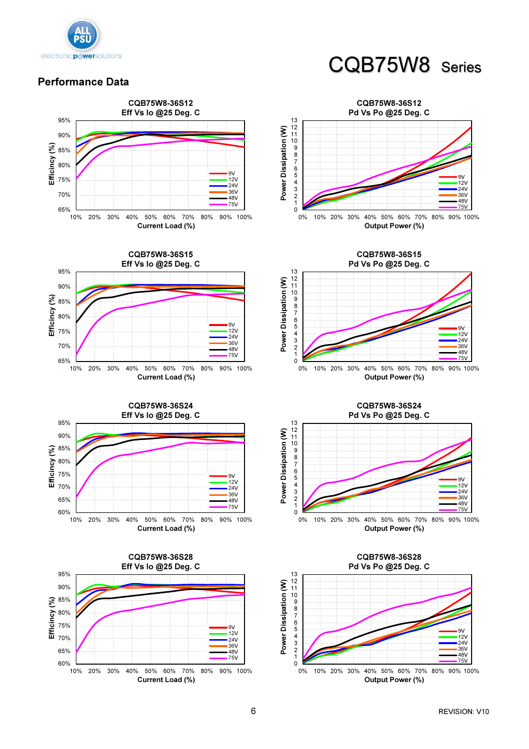# CQB75W8 Series

## Performance Data

CQB75W8-36S12
Eff Vs Io @25 Deg. C

CQB75W8-36S12
Pd Vs Po @25 Deg. C

CQB75W8-36S15
Eff Vs Io @25 Deg. C

CQB75W8-36S15
Pd Vs Po @25 Deg. C

CQB75W8-36S24
Eff Vs Io @25 Deg. C

CQB75W8-36S24
Pd Vs Po @25 Deg. C

CQB75W8-36S28
Eff Vs Io @25 Deg. C

CQB75W8-36S28
Pd Vs Po @25 Deg. C

REVISION: V10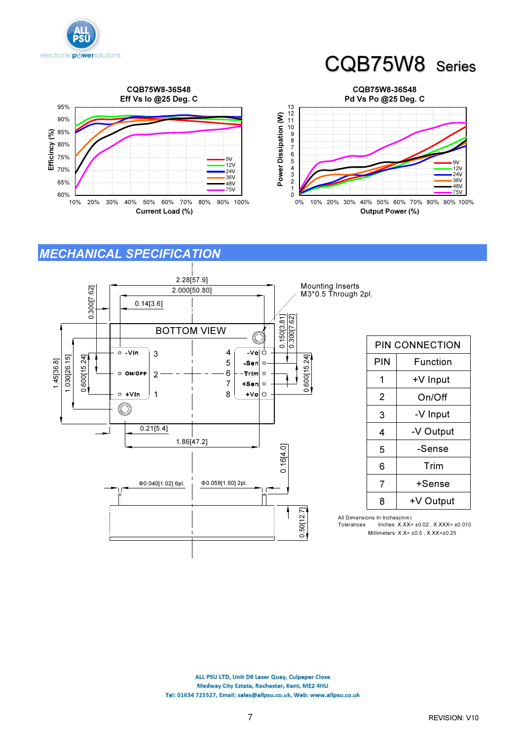# CQB75W8 Series

**CQB75W8-36S48**
**Eff Vs Io @25 Deg. C**

Efficincy (%)

95%
90%
85%
80%
75%
70%
65%
60%

10% 20% 30% 40% 50% 60% 70% 80% 90% 100%

Current Load (%)

9V
12V
24V
36V
48V
75V

**CQB75W8-36S48**
**Pd Vs Po @25 Deg. C**

Power Dissipation (W)

13
12
11
10
9
8
7
6
5
4
3
2
1
0

0% 10% 20% 30% 40% 50% 60% 70% 80% 90% 100%

Output Power (%)

9V
12V
24V
36V
48V
75V

## MECHANICAL SPECIFICATION

2.28[57.9]
2.000[50.80]
0.14[3.6]
0.300[7.62]
Mounting Inserts
M3*0.5 Through 2pl.
BOTTOM VIEW
0.150[3.81]
0.300[7.62]
1.45[36.8]
1.030[26.15]
0.600[15.24]
0.600[15.24]
-Vin 3
ON/OFF 2
+Vin 1
4 -Vo
5 -Sen
6 Trim
7 +Sen
8 +Vo
0.21[5.4]
1.86[47.2]
0.16[4.0]
Φ0.040[1.02] 6pl.
Φ0.059[1.50] 2pl.
0.50[12.7]

| PIN CONNECTION | |
|---|---|
| PIN | Function |
| 1 | +V Input |
| 2 | On/Off |
| 3 | -V Input |
| 4 | -V Output |
| 5 | -Sense |
| 6 | Trim |
| 7 | +Sense |
| 8 | +V Output |

All Dimensions In Inches(mm)
Tolerances Inches: X.XX= ±0.02 , X.XXX= ±0.010
Millimeters: X.X= ±0.5 , X.XX=±0.25

ALL PSU LTD, Unit D6 Laser Quay, Culpeper Close
Medway City Estate, Rochester, Kent, ME2 4HU
Tel: 01634 725527, Email: sales@allpsu.co.uk, Web: www.allpsu.co.uk

REVISION: V10